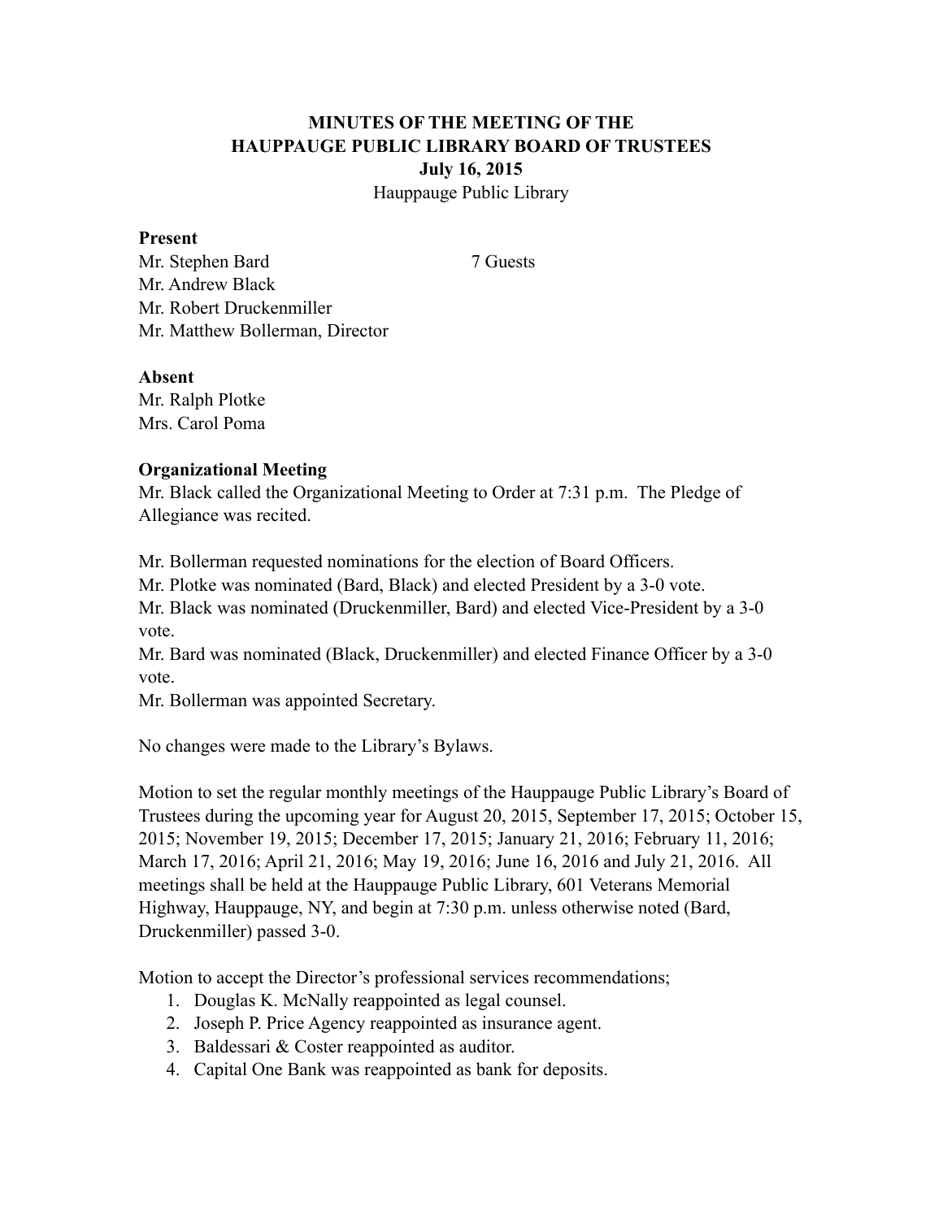**MINUTES OF THE MEETING OF THE**
**HAUPPAUGE PUBLIC LIBRARY BOARD OF TRUSTEES**
**July 16, 2015**
Hauppauge Public Library

**Present**

Mr. Stephen Bard
Mr. Andrew Black
Mr. Robert Druckenmiller
Mr. Matthew Bollerman, Director

7 Guests

**Absent**

Mr. Ralph Plotke
Mrs. Carol Poma

**Organizational Meeting**

Mr. Black called the Organizational Meeting to Order at 7:31 p.m. The Pledge of Allegiance was recited.

Mr. Bollerman requested nominations for the election of Board Officers.
Mr. Plotke was nominated (Bard, Black) and elected President by a 3-0 vote.
Mr. Black was nominated (Druckenmiller, Bard) and elected Vice-President by a 3-0 vote.
Mr. Bard was nominated (Black, Druckenmiller) and elected Finance Officer by a 3-0 vote.
Mr. Bollerman was appointed Secretary.

No changes were made to the Library's Bylaws.

Motion to set the regular monthly meetings of the Hauppauge Public Library's Board of Trustees during the upcoming year for August 20, 2015, September 17, 2015; October 15, 2015; November 19, 2015; December 17, 2015; January 21, 2016; February 11, 2016; March 17, 2016; April 21, 2016; May 19, 2016; June 16, 2016 and July 21, 2016. All meetings shall be held at the Hauppauge Public Library, 601 Veterans Memorial Highway, Hauppauge, NY, and begin at 7:30 p.m. unless otherwise noted (Bard, Druckenmiller) passed 3-0.

Motion to accept the Director's professional services recommendations;

1. Douglas K. McNally reappointed as legal counsel.
2. Joseph P. Price Agency reappointed as insurance agent.
3. Baldessari & Coster reappointed as auditor.
4. Capital One Bank was reappointed as bank for deposits.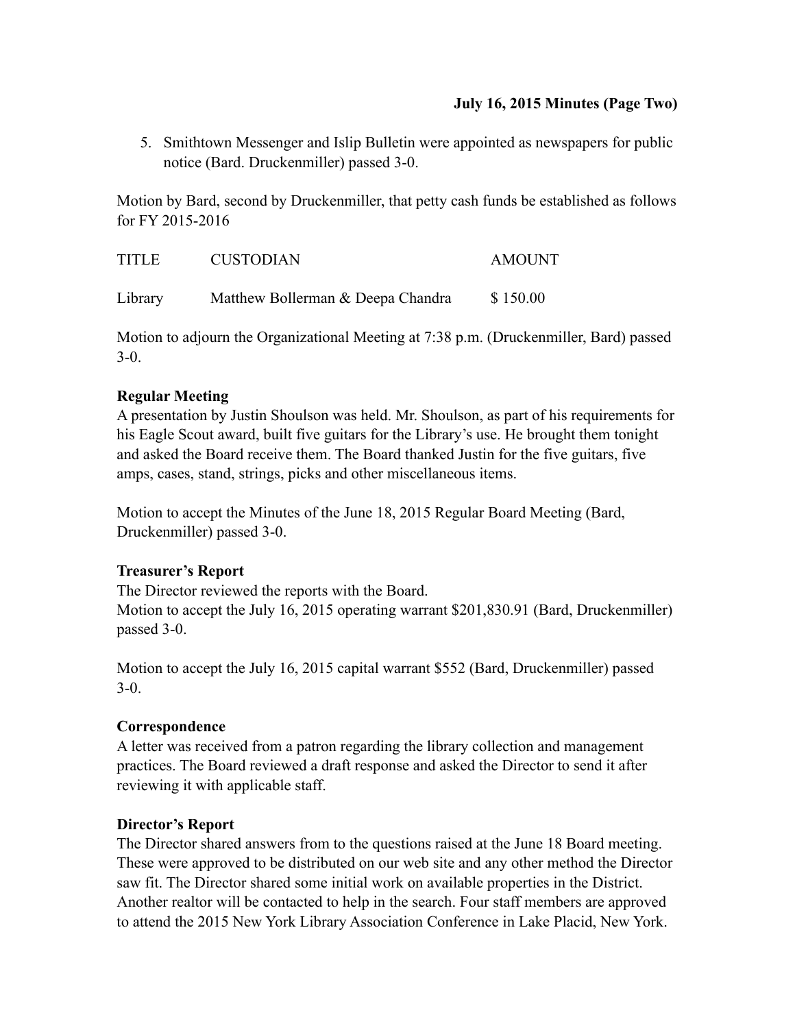5. Smithtown Messenger and Islip Bulletin were appointed as newspapers for public notice (Bard. Druckenmiller) passed 3-0.

Motion by Bard, second by Druckenmiller, that petty cash funds be established as follows for FY 2015-2016

| TITLE | CUSTODIAN | AMOUNT |
|---|---|---|
| Library | Matthew Bollerman & Deepa Chandra | $ 150.00 |

Motion to adjourn the Organizational Meeting at 7:38 p.m. (Druckenmiller, Bard) passed 3-0.

**Regular Meeting**
A presentation by Justin Shoulson was held. Mr. Shoulson, as part of his requirements for his Eagle Scout award, built five guitars for the Library's use. He brought them tonight and asked the Board receive them. The Board thanked Justin for the five guitars, five amps, cases, stand, strings, picks and other miscellaneous items.

Motion to accept the Minutes of the June 18, 2015 Regular Board Meeting (Bard, Druckenmiller) passed 3-0.

**Treasurer's Report**
The Director reviewed the reports with the Board.
Motion to accept the July 16, 2015 operating warrant $201,830.91 (Bard, Druckenmiller) passed 3-0.

Motion to accept the July 16, 2015 capital warrant $552 (Bard, Druckenmiller) passed 3-0.

**Correspondence**
A letter was received from a patron regarding the library collection and management practices. The Board reviewed a draft response and asked the Director to send it after reviewing it with applicable staff.

**Director's Report**
The Director shared answers from to the questions raised at the June 18 Board meeting. These were approved to be distributed on our web site and any other method the Director saw fit. The Director shared some initial work on available properties in the District. Another realtor will be contacted to help in the search. Four staff members are approved to attend the 2015 New York Library Association Conference in Lake Placid, New York.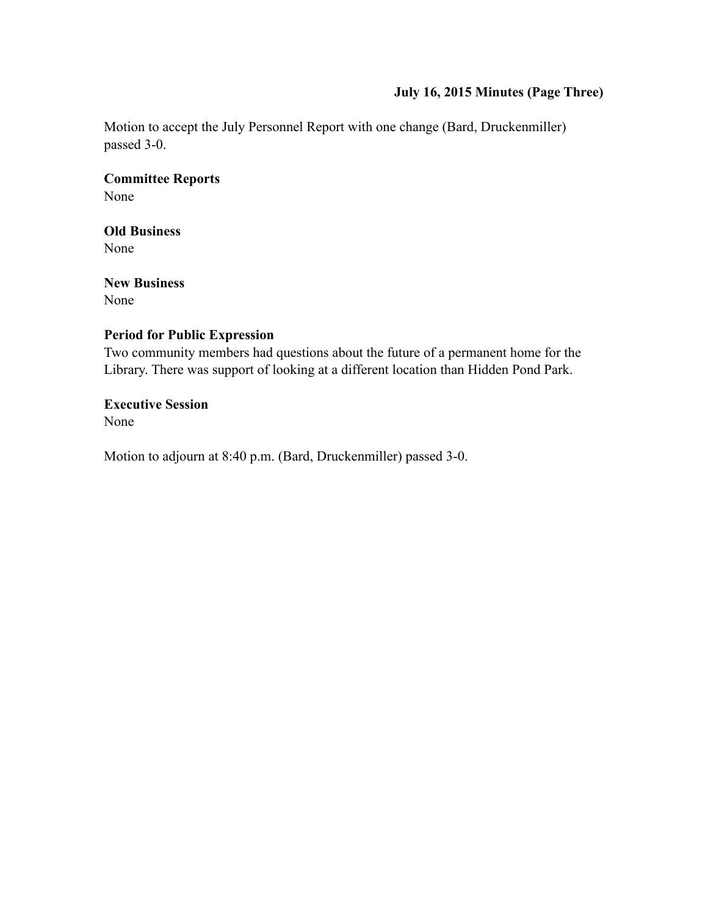Motion to accept the July Personnel Report with one change (Bard, Druckenmiller) passed 3-0.

**Committee Reports**
None

**Old Business**
None

**New Business**
None

**Period for Public Expression**
Two community members had questions about the future of a permanent home for the Library. There was support of looking at a different location than Hidden Pond Park.

**Executive Session**
None

Motion to adjourn at 8:40 p.m. (Bard, Druckenmiller) passed 3-0.